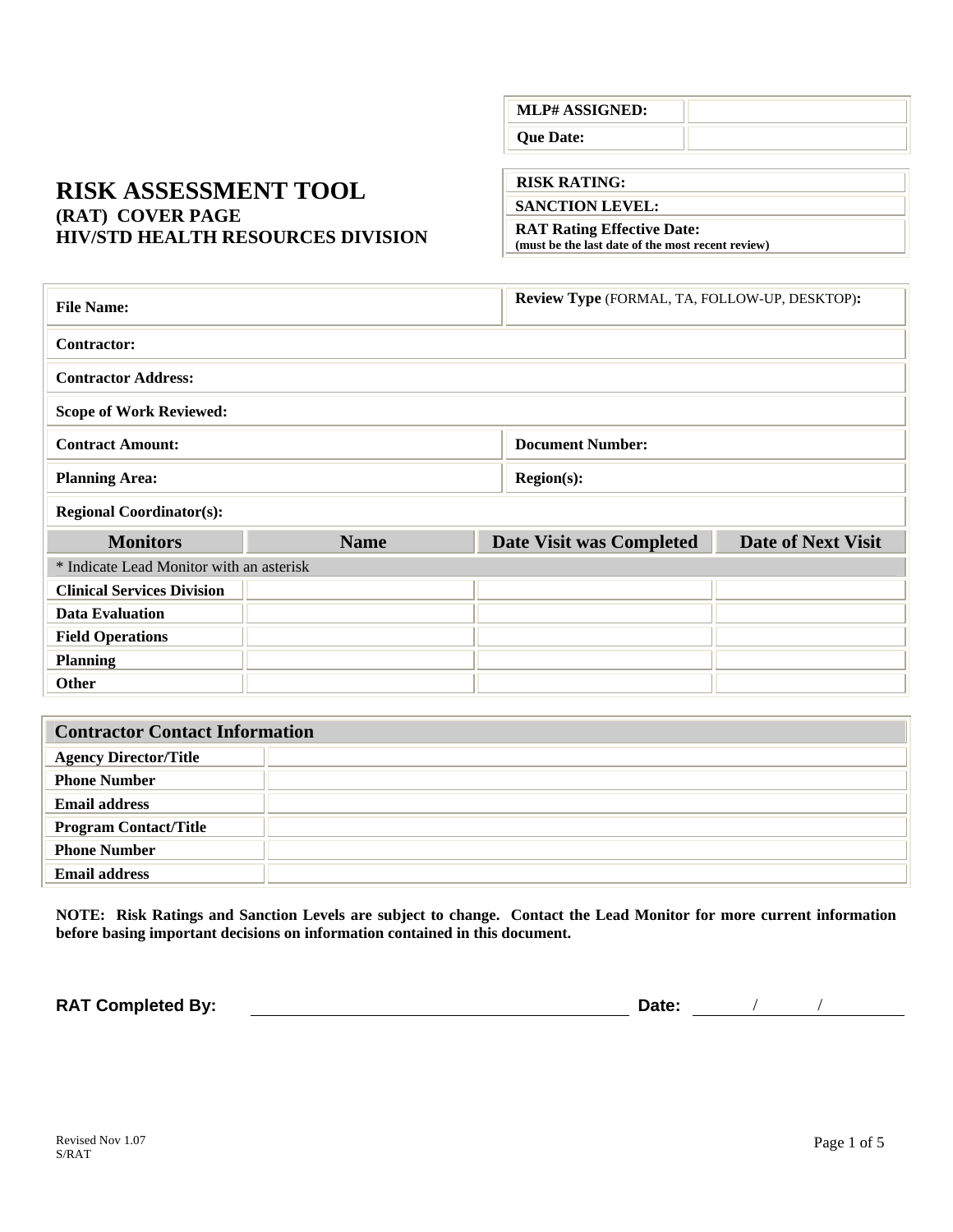| MLP# ASSIGNED: | |
|---|---|
| Que Date: | |

# RISK ASSESSMENT TOOL
## (RAT) COVER PAGE
## HIV/STD HEALTH RESOURCES DIVISION

| RISK RATING: |
|---|
| SANCTION LEVEL: |
| RAT Rating Effective Date: (must be the last date of the most recent review) |

| **File Name:** | **Review Type** (FORMAL, TA, FOLLOW-UP, DESKTOP)**:** |
|---|---|
| **Contractor:** | |
| **Contractor Address:** | |
| **Scope of Work Reviewed:** | |
| **Contract Amount:** | **Document Number:** |
| **Planning Area:** | **Region(s):** |
| **Regional Coordinator(s):** | |

| Monitors | Name | Date Visit was Completed | Date of Next Visit |
|---|---|---|---|
| * Indicate Lead Monitor with an asterisk | | | |
| **Clinical Services Division** | | | |
| **Data Evaluation** | | | |
| **Field Operations** | | | |
| **Planning** | | | |
| **Other** | | | |

| Contractor Contact Information | |
|---|---|
| **Agency Director/Title** | |
| **Phone Number** | |
| **Email address** | |
| **Program Contact/Title** | |
| **Phone Number** | |
| **Email address** | |

**NOTE: Risk Ratings and Sanction Levels are subject to change. Contact the Lead Monitor for more current information before basing important decisions on information contained in this document.**

**RAT Completed By:** ______________________________ **Date:** ____/____/______

Revised Nov 1.07
S/RAT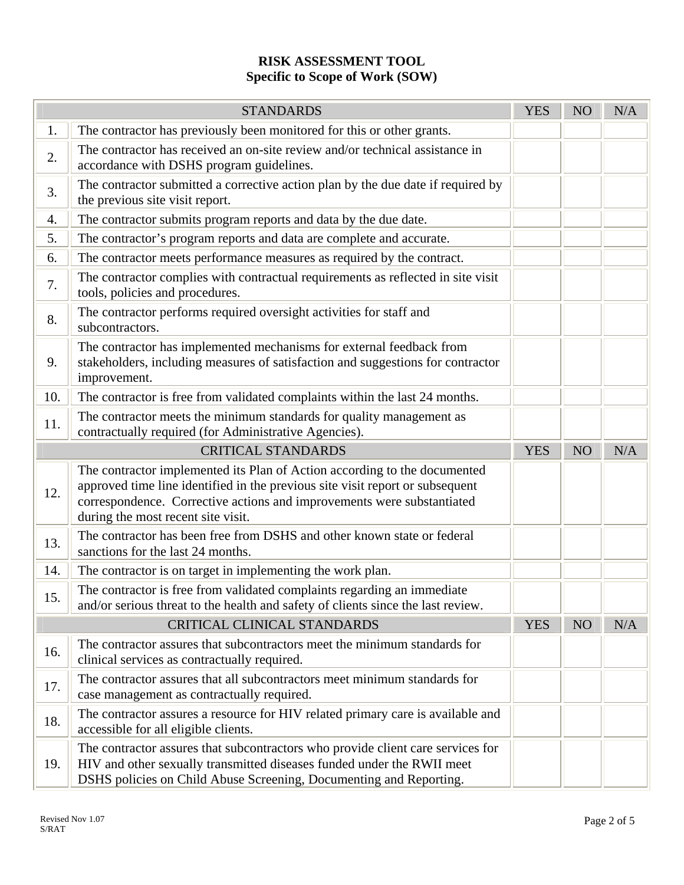# RISK ASSESSMENT TOOL
## Specific to Scope of Work (SOW)

| | STANDARDS | YES | NO | N/A |
|---|---|---|---|---|
| 1. | The contractor has previously been monitored for this or other grants. | | | |
| 2. | The contractor has received an on-site review and/or technical assistance in accordance with DSHS program guidelines. | | | |
| 3. | The contractor submitted a corrective action plan by the due date if required by the previous site visit report. | | | |
| 4. | The contractor submits program reports and data by the due date. | | | |
| 5. | The contractor's program reports and data are complete and accurate. | | | |
| 6. | The contractor meets performance measures as required by the contract. | | | |
| 7. | The contractor complies with contractual requirements as reflected in site visit tools, policies and procedures. | | | |
| 8. | The contractor performs required oversight activities for staff and subcontractors. | | | |
| 9. | The contractor has implemented mechanisms for external feedback from stakeholders, including measures of satisfaction and suggestions for contractor improvement. | | | |
| 10. | The contractor is free from validated complaints within the last 24 months. | | | |
| 11. | The contractor meets the minimum standards for quality management as contractually required (for Administrative Agencies). | | | |
| | **CRITICAL STANDARDS** | **YES** | **NO** | **N/A** |
| 12. | The contractor implemented its Plan of Action according to the documented approved time line identified in the previous site visit report or subsequent correspondence. Corrective actions and improvements were substantiated during the most recent site visit. | | | |
| 13. | The contractor has been free from DSHS and other known state or federal sanctions for the last 24 months. | | | |
| 14. | The contractor is on target in implementing the work plan. | | | |
| 15. | The contractor is free from validated complaints regarding an immediate and/or serious threat to the health and safety of clients since the last review. | | | |
| | **CRITICAL CLINICAL STANDARDS** | **YES** | **NO** | **N/A** |
| 16. | The contractor assures that subcontractors meet the minimum standards for clinical services as contractually required. | | | |
| 17. | The contractor assures that all subcontractors meet minimum standards for case management as contractually required. | | | |
| 18. | The contractor assures a resource for HIV related primary care is available and accessible for all eligible clients. | | | |
| 19. | The contractor assures that subcontractors who provide client care services for HIV and other sexually transmitted diseases funded under the RWII meet DSHS policies on Child Abuse Screening, Documenting and Reporting. | | | |

Revised Nov 1.07
S/RAT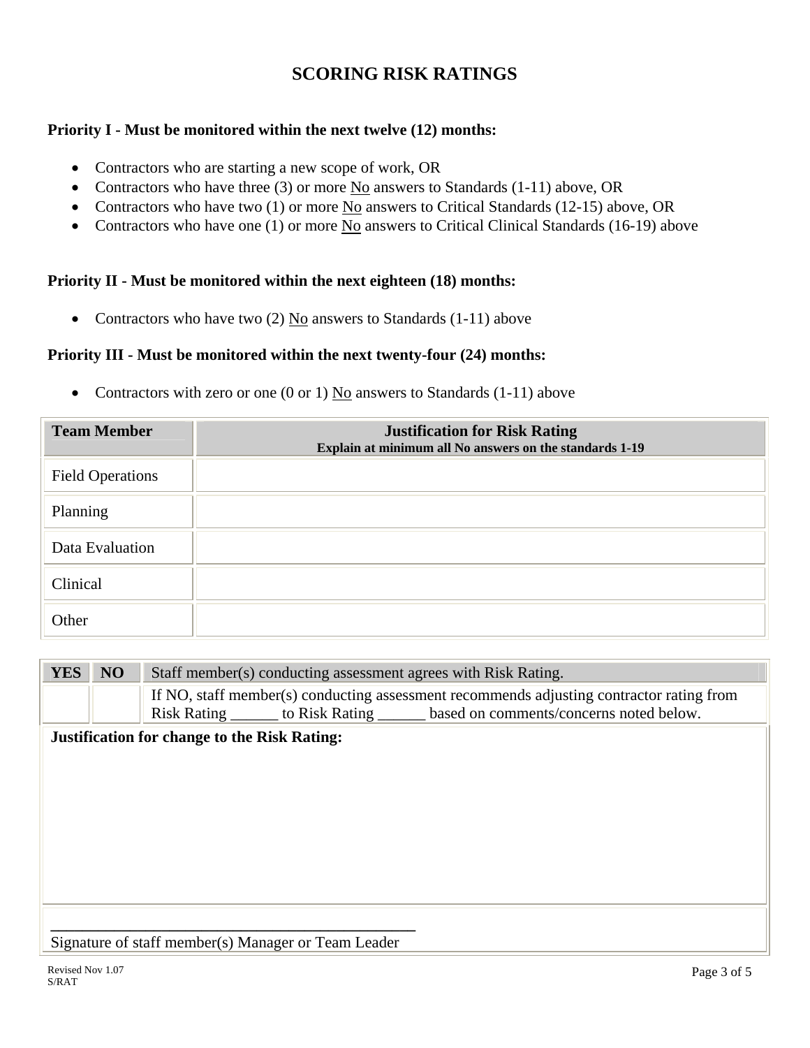# SCORING RISK RATINGS

**Priority I - Must be monitored within the next twelve (12) months:**

- Contractors who are starting a new scope of work, OR
- Contractors who have three (3) or more No answers to Standards (1-11) above, OR
- Contractors who have two (1) or more No answers to Critical Standards (12-15) above, OR
- Contractors who have one (1) or more No answers to Critical Clinical Standards (16-19) above

**Priority II - Must be monitored within the next eighteen (18) months:**

- Contractors who have two (2) No answers to Standards (1-11) above

**Priority III - Must be monitored within the next twenty-four (24) months:**

- Contractors with zero or one (0 or 1) No answers to Standards (1-11) above

| **Team Member** | **Justification for Risk Rating**<br>**Explain at minimum all No answers on the standards 1-19** |
|---|---|
| Field Operations | |
| Planning | |
| Data Evaluation | |
| Clinical | |
| Other | |

| **YES** | **NO** | Staff member(s) conducting assessment agrees with Risk Rating. |
|---|---|---|
| | | If NO, staff member(s) conducting assessment recommends adjusting contractor rating from Risk Rating ______ to Risk Rating ______ based on comments/concerns noted below. |

**Justification for change to the Risk Rating:**

______________________________________________

Signature of staff member(s) Manager or Team Leader

Revised Nov 1.07
S/RAT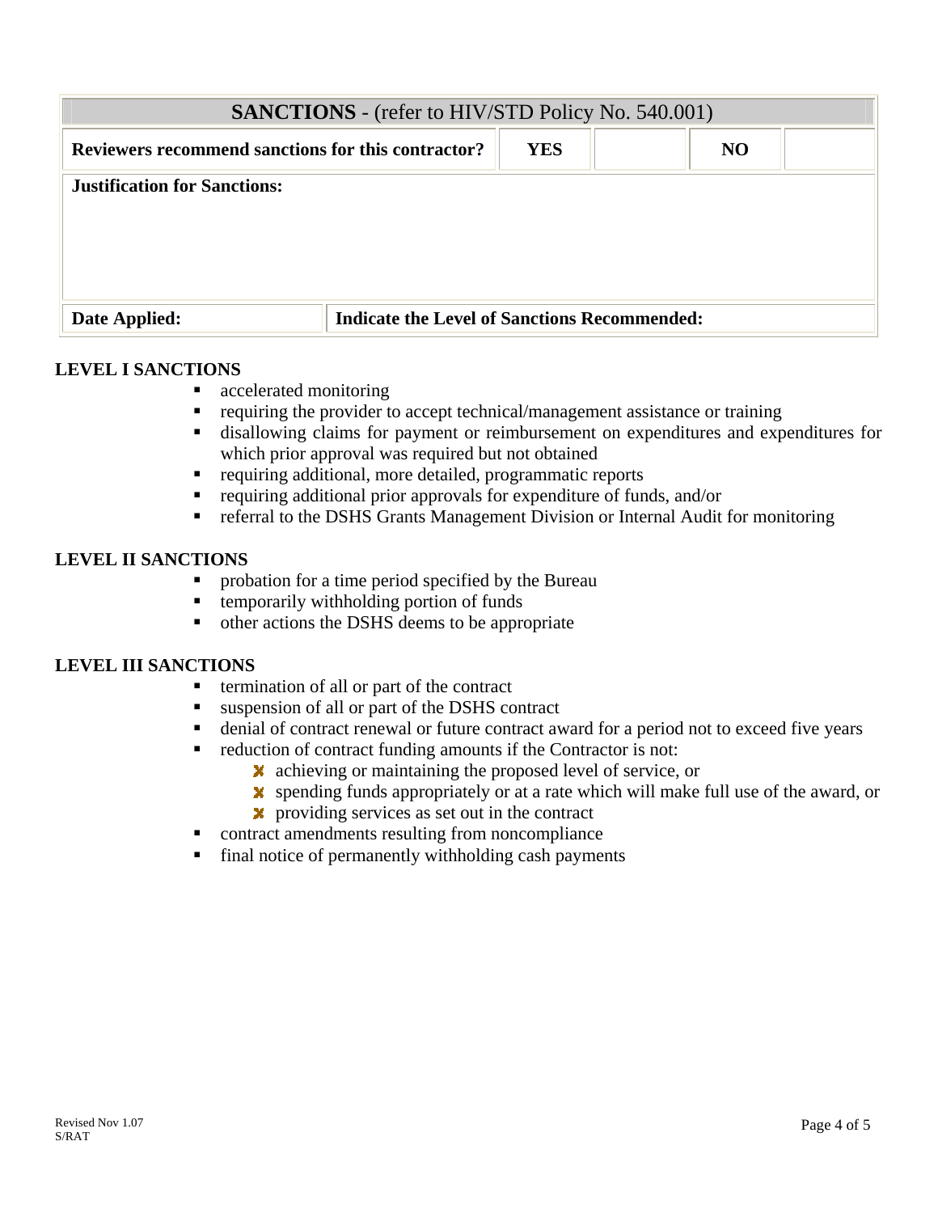| **SANCTIONS** - (refer to HIV/STD Policy No. 540.001) | | | | |
|---|---|---|---|---|
| **Reviewers recommend sanctions for this contractor?** | **YES** | | **NO** | |
| **Justification for Sanctions:** | | | | |
| **Date Applied:** | **Indicate the Level of Sanctions Recommended:** | | | |

**LEVEL I SANCTIONS**

- accelerated monitoring
- requiring the provider to accept technical/management assistance or training
- disallowing claims for payment or reimbursement on expenditures and expenditures for which prior approval was required but not obtained
- requiring additional, more detailed, programmatic reports
- requiring additional prior approvals for expenditure of funds, and/or
- referral to the DSHS Grants Management Division or Internal Audit for monitoring

**LEVEL II SANCTIONS**

- probation for a time period specified by the Bureau
- temporarily withholding portion of funds
- other actions the DSHS deems to be appropriate

**LEVEL III SANCTIONS**

- termination of all or part of the contract
- suspension of all or part of the DSHS contract
- denial of contract renewal or future contract award for a period not to exceed five years
- reduction of contract funding amounts if the Contractor is not:
  - achieving or maintaining the proposed level of service, or
  - spending funds appropriately or at a rate which will make full use of the award, or
  - providing services as set out in the contract
- contract amendments resulting from noncompliance
- final notice of permanently withholding cash payments

Revised Nov 1.07
S/RAT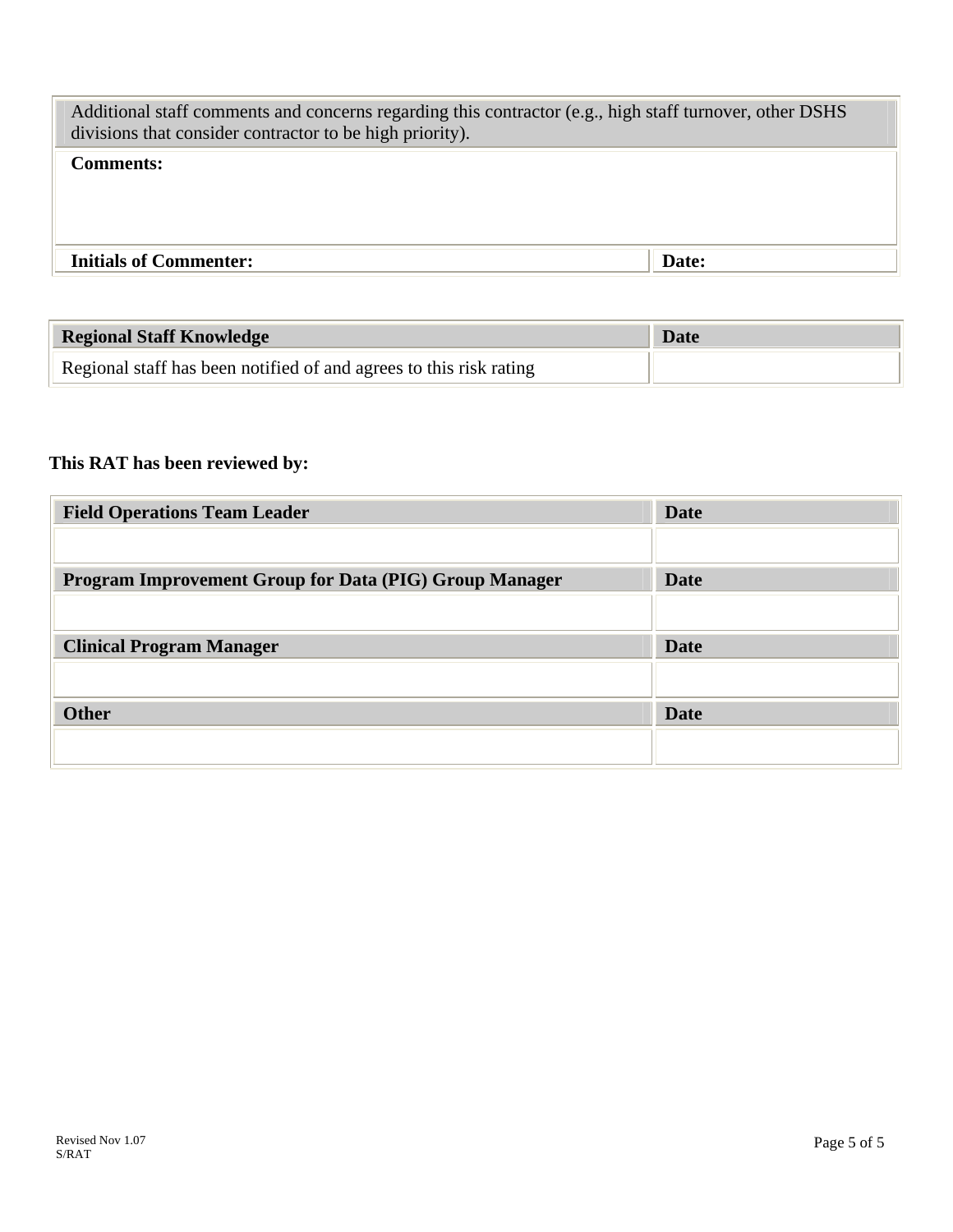| |
|---|
| Additional staff comments and concerns regarding this contractor (e.g., high staff turnover, other DSHS divisions that consider contractor to be high priority). |
| **Comments:** |

| **Initials of Commenter:** | **Date:** |
|---|---|

| **Regional Staff Knowledge** | **Date** |
|---|---|
| Regional staff has been notified of and agrees to this risk rating | |

**This RAT has been reviewed by:**

| **Field Operations Team Leader** | **Date** |
|---|---|
| | |
| **Program Improvement Group for Data (PIG) Group Manager** | **Date** |
| | |
| **Clinical Program Manager** | **Date** |
| | |
| **Other** | **Date** |
| | |

Revised Nov 1.07
S/RAT